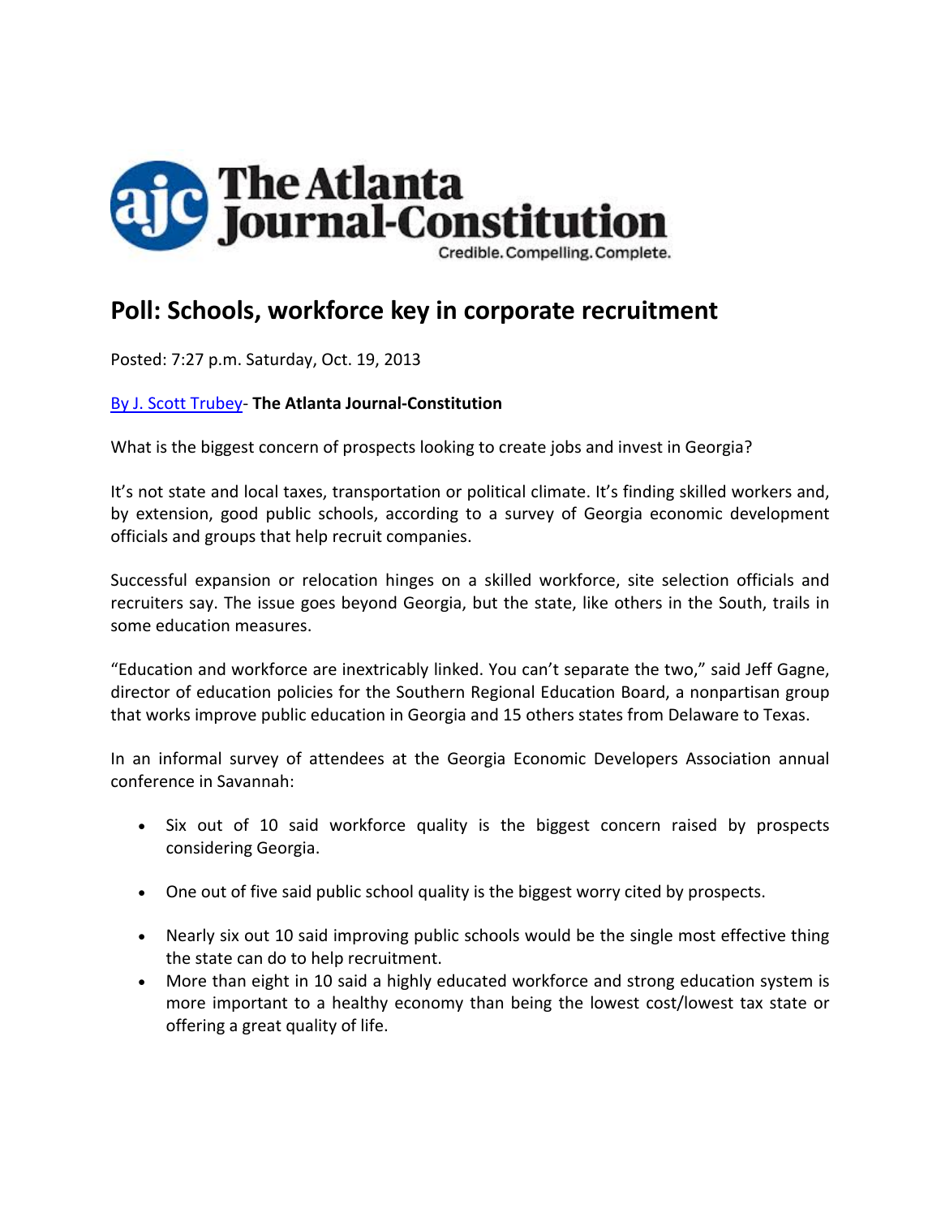The Atlanta Journal-Constitution

Credible. Compelling. Complete.

# Poll: Schools, workforce key in corporate recruitment

Posted: 7:27 p.m. Saturday, Oct. 19, 2013

By J. Scott Trubey- **The Atlanta Journal-Constitution**

What is the biggest concern of prospects looking to create jobs and invest in Georgia?

It's not state and local taxes, transportation or political climate. It's finding skilled workers and, by extension, good public schools, according to a survey of Georgia economic development officials and groups that help recruit companies.

Successful expansion or relocation hinges on a skilled workforce, site selection officials and recruiters say. The issue goes beyond Georgia, but the state, like others in the South, trails in some education measures.

"Education and workforce are inextricably linked. You can't separate the two," said Jeff Gagne, director of education policies for the Southern Regional Education Board, a nonpartisan group that works improve public education in Georgia and 15 others states from Delaware to Texas.

In an informal survey of attendees at the Georgia Economic Developers Association annual conference in Savannah:

- Six out of 10 said workforce quality is the biggest concern raised by prospects considering Georgia.
- One out of five said public school quality is the biggest worry cited by prospects.
- Nearly six out 10 said improving public schools would be the single most effective thing the state can do to help recruitment.
- More than eight in 10 said a highly educated workforce and strong education system is more important to a healthy economy than being the lowest cost/lowest tax state or offering a great quality of life.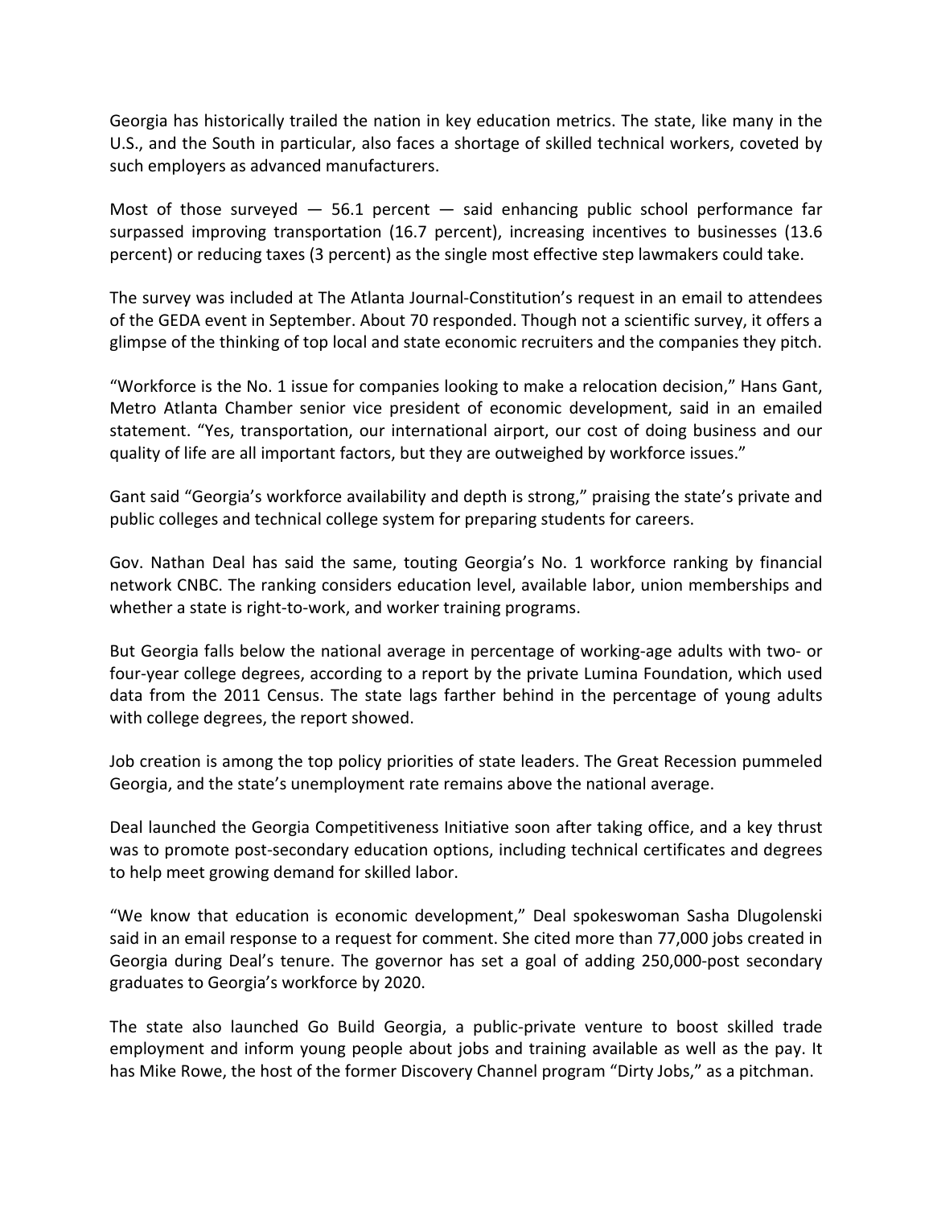Georgia has historically trailed the nation in key education metrics. The state, like many in the U.S., and the South in particular, also faces a shortage of skilled technical workers, coveted by such employers as advanced manufacturers.

Most of those surveyed — 56.1 percent — said enhancing public school performance far surpassed improving transportation (16.7 percent), increasing incentives to businesses (13.6 percent) or reducing taxes (3 percent) as the single most effective step lawmakers could take.

The survey was included at The Atlanta Journal-Constitution's request in an email to attendees of the GEDA event in September. About 70 responded. Though not a scientific survey, it offers a glimpse of the thinking of top local and state economic recruiters and the companies they pitch.

"Workforce is the No. 1 issue for companies looking to make a relocation decision," Hans Gant, Metro Atlanta Chamber senior vice president of economic development, said in an emailed statement. "Yes, transportation, our international airport, our cost of doing business and our quality of life are all important factors, but they are outweighed by workforce issues."

Gant said "Georgia's workforce availability and depth is strong," praising the state's private and public colleges and technical college system for preparing students for careers.

Gov. Nathan Deal has said the same, touting Georgia's No. 1 workforce ranking by financial network CNBC. The ranking considers education level, available labor, union memberships and whether a state is right-to-work, and worker training programs.

But Georgia falls below the national average in percentage of working-age adults with two- or four-year college degrees, according to a report by the private Lumina Foundation, which used data from the 2011 Census. The state lags farther behind in the percentage of young adults with college degrees, the report showed.

Job creation is among the top policy priorities of state leaders. The Great Recession pummeled Georgia, and the state's unemployment rate remains above the national average.

Deal launched the Georgia Competitiveness Initiative soon after taking office, and a key thrust was to promote post-secondary education options, including technical certificates and degrees to help meet growing demand for skilled labor.

"We know that education is economic development," Deal spokeswoman Sasha Dlugolenski said in an email response to a request for comment. She cited more than 77,000 jobs created in Georgia during Deal's tenure. The governor has set a goal of adding 250,000-post secondary graduates to Georgia's workforce by 2020.

The state also launched Go Build Georgia, a public-private venture to boost skilled trade employment and inform young people about jobs and training available as well as the pay. It has Mike Rowe, the host of the former Discovery Channel program "Dirty Jobs," as a pitchman.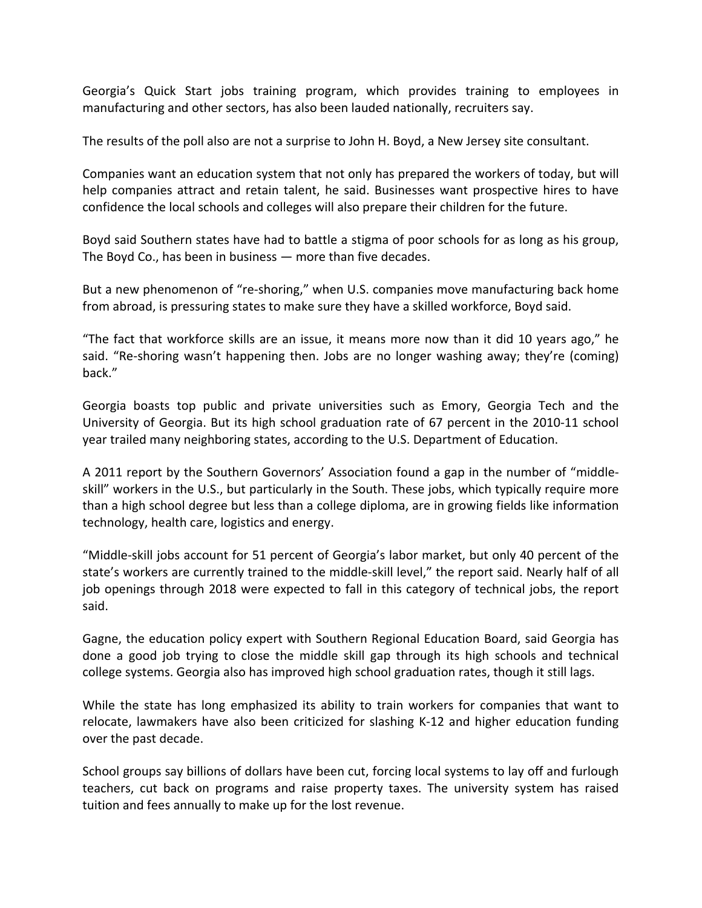Georgia's Quick Start jobs training program, which provides training to employees in manufacturing and other sectors, has also been lauded nationally, recruiters say.

The results of the poll also are not a surprise to John H. Boyd, a New Jersey site consultant.

Companies want an education system that not only has prepared the workers of today, but will help companies attract and retain talent, he said. Businesses want prospective hires to have confidence the local schools and colleges will also prepare their children for the future.

Boyd said Southern states have had to battle a stigma of poor schools for as long as his group, The Boyd Co., has been in business — more than five decades.

But a new phenomenon of "re-shoring," when U.S. companies move manufacturing back home from abroad, is pressuring states to make sure they have a skilled workforce, Boyd said.

"The fact that workforce skills are an issue, it means more now than it did 10 years ago," he said. "Re-shoring wasn't happening then. Jobs are no longer washing away; they're (coming) back."

Georgia boasts top public and private universities such as Emory, Georgia Tech and the University of Georgia. But its high school graduation rate of 67 percent in the 2010-11 school year trailed many neighboring states, according to the U.S. Department of Education.

A 2011 report by the Southern Governors' Association found a gap in the number of "middle-skill" workers in the U.S., but particularly in the South. These jobs, which typically require more than a high school degree but less than a college diploma, are in growing fields like information technology, health care, logistics and energy.

"Middle-skill jobs account for 51 percent of Georgia's labor market, but only 40 percent of the state's workers are currently trained to the middle-skill level," the report said. Nearly half of all job openings through 2018 were expected to fall in this category of technical jobs, the report said.

Gagne, the education policy expert with Southern Regional Education Board, said Georgia has done a good job trying to close the middle skill gap through its high schools and technical college systems. Georgia also has improved high school graduation rates, though it still lags.

While the state has long emphasized its ability to train workers for companies that want to relocate, lawmakers have also been criticized for slashing K-12 and higher education funding over the past decade.

School groups say billions of dollars have been cut, forcing local systems to lay off and furlough teachers, cut back on programs and raise property taxes. The university system has raised tuition and fees annually to make up for the lost revenue.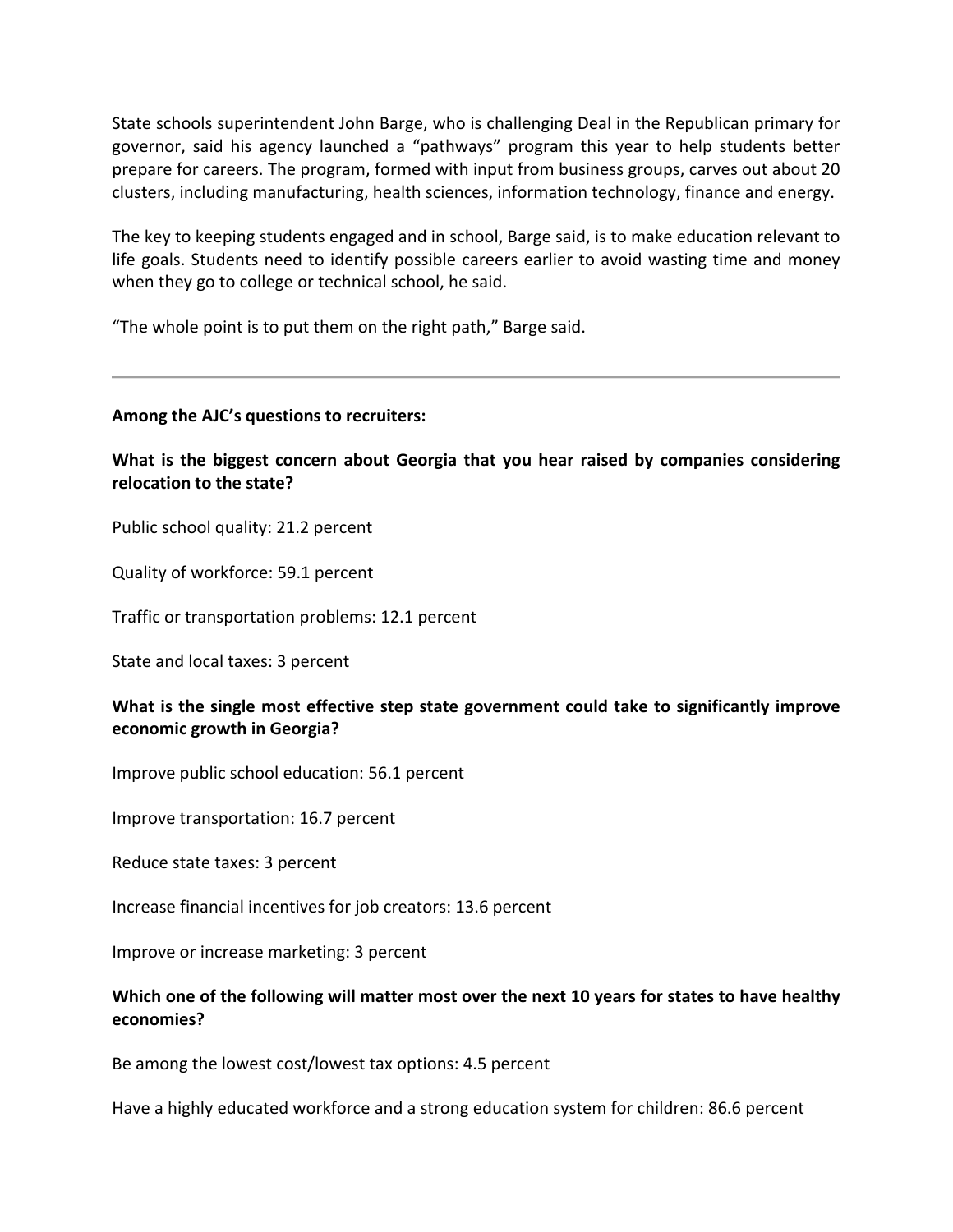State schools superintendent John Barge, who is challenging Deal in the Republican primary for governor, said his agency launched a “pathways” program this year to help students better prepare for careers. The program, formed with input from business groups, carves out about 20 clusters, including manufacturing, health sciences, information technology, finance and energy.

The key to keeping students engaged and in school, Barge said, is to make education relevant to life goals. Students need to identify possible careers earlier to avoid wasting time and money when they go to college or technical school, he said.

“The whole point is to put them on the right path,” Barge said.

---

**Among the AJC’s questions to recruiters:**

**What is the biggest concern about Georgia that you hear raised by companies considering relocation to the state?**

Public school quality: 21.2 percent

Quality of workforce: 59.1 percent

Traffic or transportation problems: 12.1 percent

State and local taxes: 3 percent

**What is the single most effective step state government could take to significantly improve economic growth in Georgia?**

Improve public school education: 56.1 percent

Improve transportation: 16.7 percent

Reduce state taxes: 3 percent

Increase financial incentives for job creators: 13.6 percent

Improve or increase marketing: 3 percent

**Which one of the following will matter most over the next 10 years for states to have healthy economies?**

Be among the lowest cost/lowest tax options: 4.5 percent

Have a highly educated workforce and a strong education system for children: 86.6 percent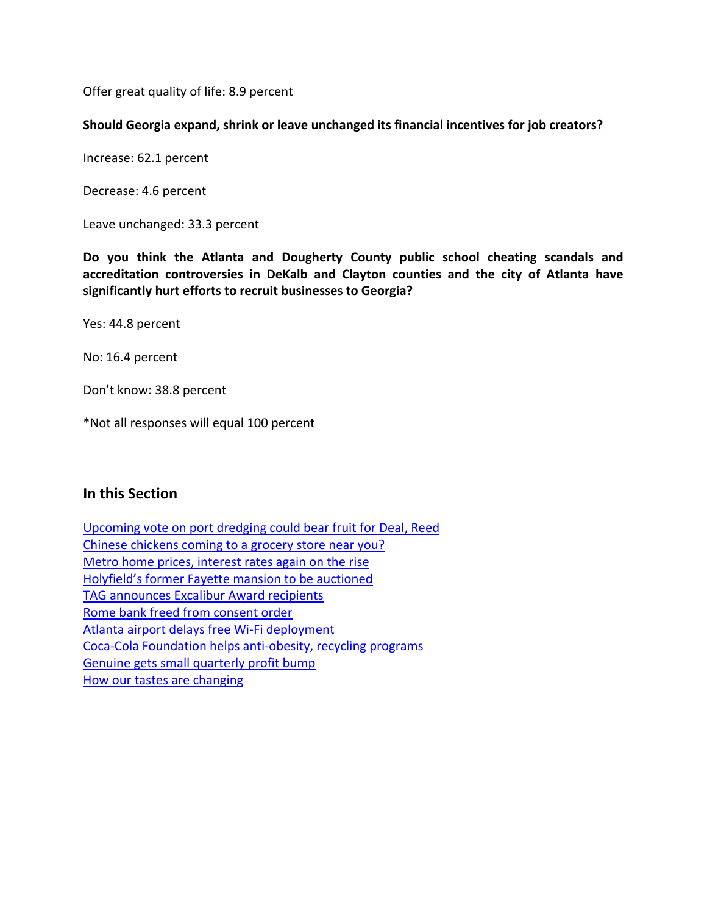Offer great quality of life: 8.9 percent

**Should Georgia expand, shrink or leave unchanged its financial incentives for job creators?**

Increase: 62.1 percent

Decrease: 4.6 percent

Leave unchanged: 33.3 percent

**Do you think the Atlanta and Dougherty County public school cheating scandals and accreditation controversies in DeKalb and Clayton counties and the city of Atlanta have significantly hurt efforts to recruit businesses to Georgia?**

Yes: 44.8 percent

No: 16.4 percent

Don't know: 38.8 percent

*Not all responses will equal 100 percent

## In this Section

Upcoming vote on port dredging could bear fruit for Deal, Reed
Chinese chickens coming to a grocery store near you?
Metro home prices, interest rates again on the rise
Holyfield's former Fayette mansion to be auctioned
TAG announces Excalibur Award recipients
Rome bank freed from consent order
Atlanta airport delays free Wi-Fi deployment
Coca-Cola Foundation helps anti-obesity, recycling programs
Genuine gets small quarterly profit bump
How our tastes are changing